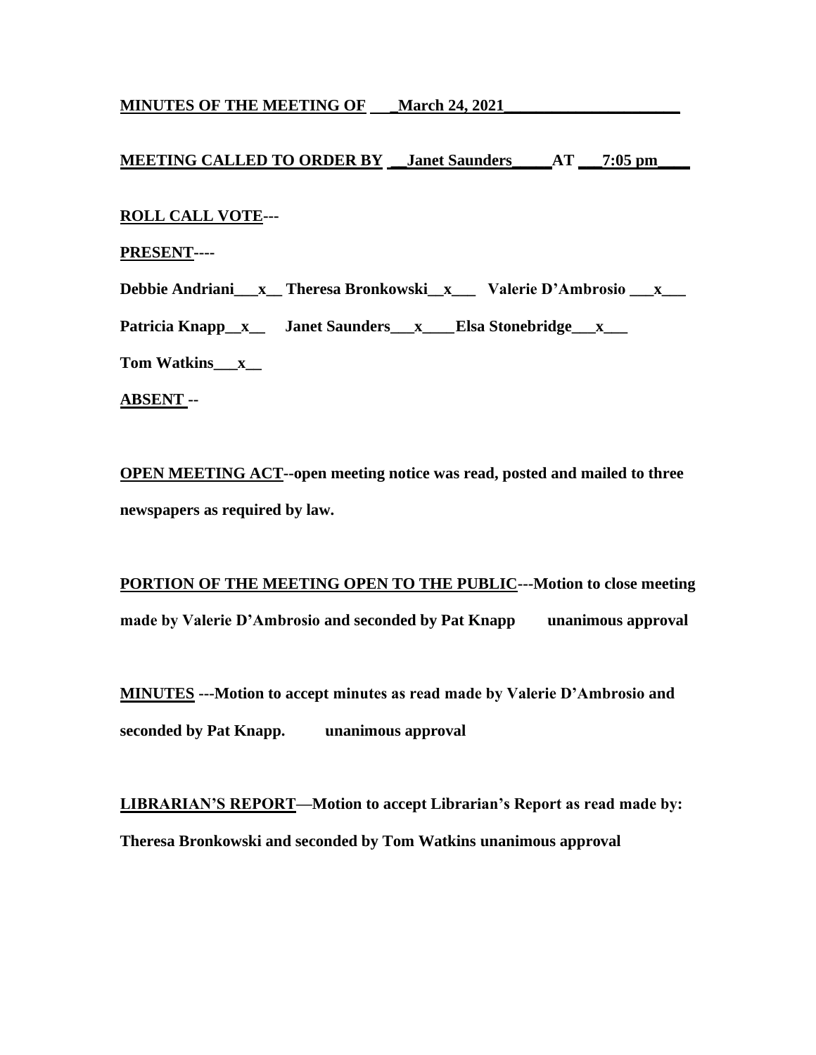**MINUTES OF THE MEETING OF ___March 24, 2021______________________**

**MEETING CALLED TO ORDER BY __Janet Saunders_____AT ___7:05 pm____**

**ROLL CALL VOTE---**

**PRESENT----**

**Debbie Andriani___x__ Theresa Bronkowski__x___ Valerie D'Ambrosio ___x___**

**Patricia Knapp__x__ Janet Saunders___x____Elsa Stonebridge___x___**

**Tom Watkins___x__**

**ABSENT --**

**OPEN MEETING ACT--open meeting notice was read, posted and mailed to three newspapers as required by law.**

**PORTION OF THE MEETING OPEN TO THE PUBLIC---Motion to close meeting made by Valerie D'Ambrosio and seconded by Pat Knapp unanimous approval**

**MINUTES ---Motion to accept minutes as read made by Valerie D'Ambrosio and seconded by Pat Knapp. unanimous approval**

**LIBRARIAN'S REPORT—Motion to accept Librarian's Report as read made by: Theresa Bronkowski and seconded by Tom Watkins unanimous approval**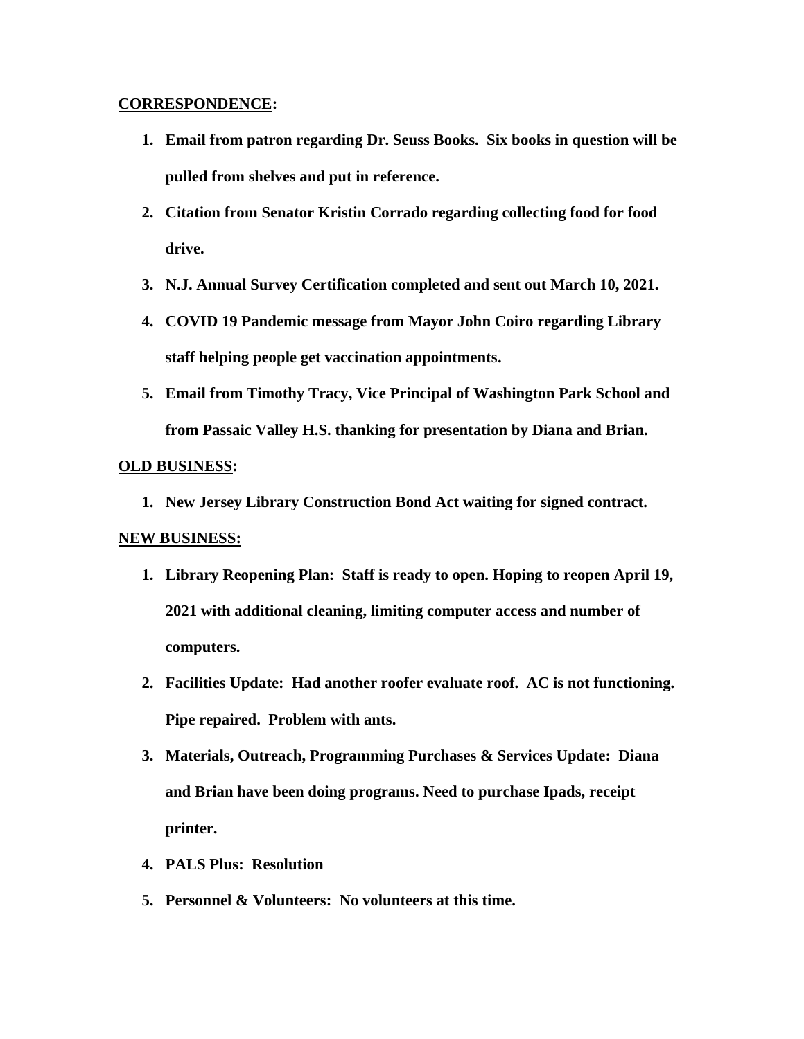**CORRESPONDENCE:**

1. **Email from patron regarding Dr. Seuss Books. Six books in question will be pulled from shelves and put in reference.**
2. **Citation from Senator Kristin Corrado regarding collecting food for food drive.**
3. **N.J. Annual Survey Certification completed and sent out March 10, 2021.**
4. **COVID 19 Pandemic message from Mayor John Coiro regarding Library staff helping people get vaccination appointments.**
5. **Email from Timothy Tracy, Vice Principal of Washington Park School and from Passaic Valley H.S. thanking for presentation by Diana and Brian.**

**OLD BUSINESS:**

1. **New Jersey Library Construction Bond Act waiting for signed contract.**

**NEW BUSINESS:**

1. **Library Reopening Plan: Staff is ready to open. Hoping to reopen April 19, 2021 with additional cleaning, limiting computer access and number of computers.**
2. **Facilities Update: Had another roofer evaluate roof. AC is not functioning. Pipe repaired. Problem with ants.**
3. **Materials, Outreach, Programming Purchases & Services Update: Diana and Brian have been doing programs. Need to purchase Ipads, receipt printer.**
4. **PALS Plus: Resolution**
5. **Personnel & Volunteers: No volunteers at this time.**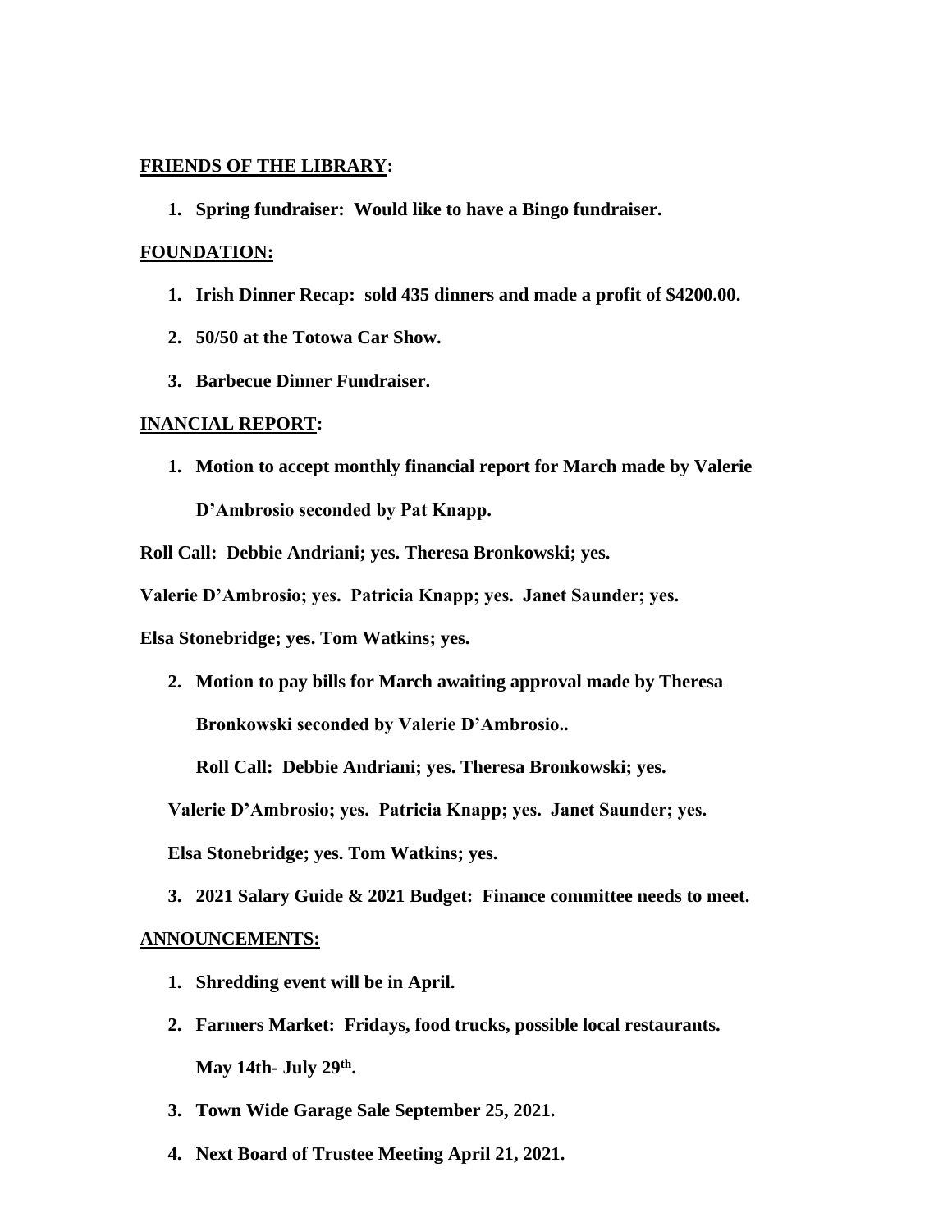**FRIENDS OF THE LIBRARY:**

1. **Spring fundraiser: Would like to have a Bingo fundraiser.**

**FOUNDATION:**

1. **Irish Dinner Recap: sold 435 dinners and made a profit of $4200.00.**
2. **50/50 at the Totowa Car Show.**
3. **Barbecue Dinner Fundraiser.**

**INANCIAL REPORT:**

1. **Motion to accept monthly financial report for March made by Valerie D'Ambrosio seconded by Pat Knapp.**

**Roll Call: Debbie Andriani; yes. Theresa Bronkowski; yes.**

**Valerie D'Ambrosio; yes. Patricia Knapp; yes. Janet Saunder; yes.**

**Elsa Stonebridge; yes. Tom Watkins; yes.**

2. **Motion to pay bills for March awaiting approval made by Theresa Bronkowski seconded by Valerie D'Ambrosio..**

   **Roll Call: Debbie Andriani; yes. Theresa Bronkowski; yes.**

   **Valerie D'Ambrosio; yes. Patricia Knapp; yes. Janet Saunder; yes.**

   **Elsa Stonebridge; yes. Tom Watkins; yes.**

3. **2021 Salary Guide & 2021 Budget: Finance committee needs to meet.**

**ANNOUNCEMENTS:**

1. **Shredding event will be in April.**
2. **Farmers Market: Fridays, food trucks, possible local restaurants. May 14th- July 29th.**
3. **Town Wide Garage Sale September 25, 2021.**
4. **Next Board of Trustee Meeting April 21, 2021.**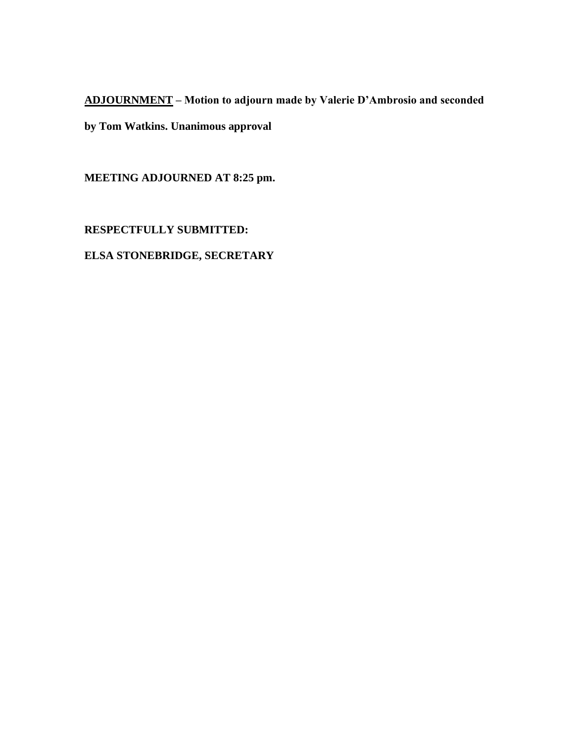**<u>ADJOURNMENT</u> – Motion to adjourn made by Valerie D'Ambrosio and seconded by Tom Watkins. Unanimous approval**

**MEETING ADJOURNED AT 8:25 pm.**

**RESPECTFULLY SUBMITTED:**

**ELSA STONEBRIDGE, SECRETARY**